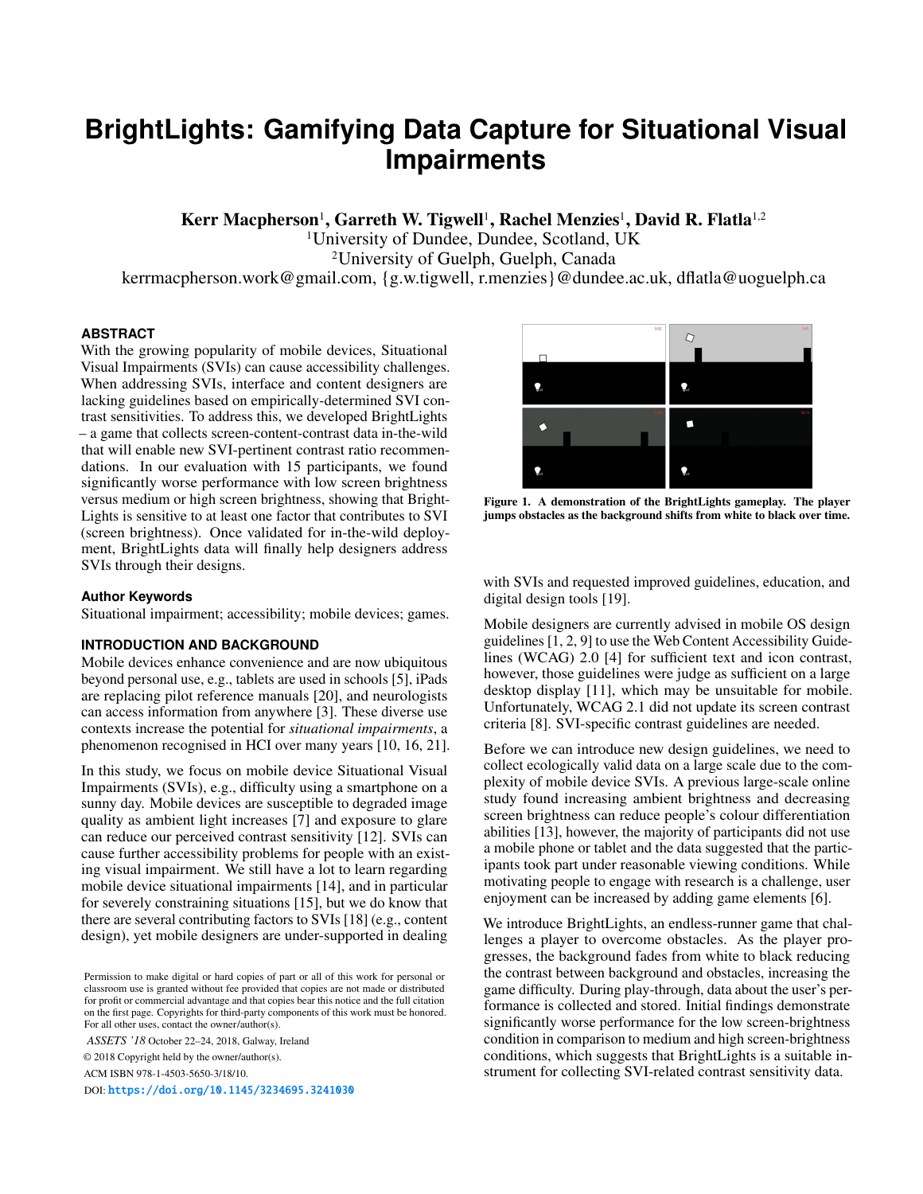# BrightLights: Gamifying Data Capture for Situational Visual Impairments

**Kerr Macpherson**[1], **Garreth W. Tigwell**[1], **Rachel Menzies**[1], **David R. Flatla**[1,2]

[1]University of Dundee, Dundee, Scotland, UK

[2]University of Guelph, Guelph, Canada

kerrmacpherson.work@gmail.com, {g.w.tigwell, r.menzies}@dundee.ac.uk, dflatla@uoguelph.ca

## ABSTRACT

With the growing popularity of mobile devices, Situational Visual Impairments (SVIs) can cause accessibility challenges. When addressing SVIs, interface and content designers are lacking guidelines based on empirically-determined SVI contrast sensitivities. To address this, we developed BrightLights – a game that collects screen-content-contrast data in-the-wild that will enable new SVI-pertinent contrast ratio recommendations. In our evaluation with 15 participants, we found significantly worse performance with low screen brightness versus medium or high screen brightness, showing that BrightLights is sensitive to at least one factor that contributes to SVI (screen brightness). Once validated for in-the-wild deployment, BrightLights data will finally help designers address SVIs through their designs.

## Author Keywords

Situational impairment; accessibility; mobile devices; games.

## INTRODUCTION AND BACKGROUND

Mobile devices enhance convenience and are now ubiquitous beyond personal use, e.g., tablets are used in schools [5], iPads are replacing pilot reference manuals [20], and neurologists can access information from anywhere [3]. These diverse use contexts increase the potential for *situational impairments*, a phenomenon recognised in HCI over many years [10, 16, 21].

In this study, we focus on mobile device Situational Visual Impairments (SVIs), e.g., difficulty using a smartphone on a sunny day. Mobile devices are susceptible to degraded image quality as ambient light increases [7] and exposure to glare can reduce our perceived contrast sensitivity [12]. SVIs can cause further accessibility problems for people with an existing visual impairment. We still have a lot to learn regarding mobile device situational impairments [14], and in particular for severely constraining situations [15], but we do know that there are several contributing factors to SVIs [18] (e.g., content design), yet mobile designers are under-supported in dealing with SVIs and requested improved guidelines, education, and digital design tools [19].

Permission to make digital or hard copies of part or all of this work for personal or classroom use is granted without fee provided that copies are not made or distributed for profit or commercial advantage and that copies bear this notice and the full citation on the first page. Copyrights for third-party components of this work must be honored. For all other uses, contact the owner/author(s).

*ASSETS '18* October 22–24, 2018, Galway, Ireland

© 2018 Copyright held by the owner/author(s).

ACM ISBN 978-1-4503-5650-3/18/10.

DOI: https://doi.org/10.1145/3234695.3241030

**Figure 1. A demonstration of the BrightLights gameplay. The player jumps obstacles as the background shifts from white to black over time.**

Mobile designers are currently advised in mobile OS design guidelines [1, 2, 9] to use the Web Content Accessibility Guidelines (WCAG) 2.0 [4] for sufficient text and icon contrast, however, those guidelines were judge as sufficient on a large desktop display [11], which may be unsuitable for mobile. Unfortunately, WCAG 2.1 did not update its screen contrast criteria [8]. SVI-specific contrast guidelines are needed.

Before we can introduce new design guidelines, we need to collect ecologically valid data on a large scale due to the complexity of mobile device SVIs. A previous large-scale online study found increasing ambient brightness and decreasing screen brightness can reduce people's colour differentiation abilities [13], however, the majority of participants did not use a mobile phone or tablet and the data suggested that the participants took part under reasonable viewing conditions. While motivating people to engage with research is a challenge, user enjoyment can be increased by adding game elements [6].

We introduce BrightLights, an endless-runner game that challenges a player to overcome obstacles. As the player progresses, the background fades from white to black reducing the contrast between background and obstacles, increasing the game difficulty. During play-through, data about the user's performance is collected and stored. Initial findings demonstrate significantly worse performance for the low screen-brightness condition in comparison to medium and high screen-brightness conditions, which suggests that BrightLights is a suitable instrument for collecting SVI-related contrast sensitivity data.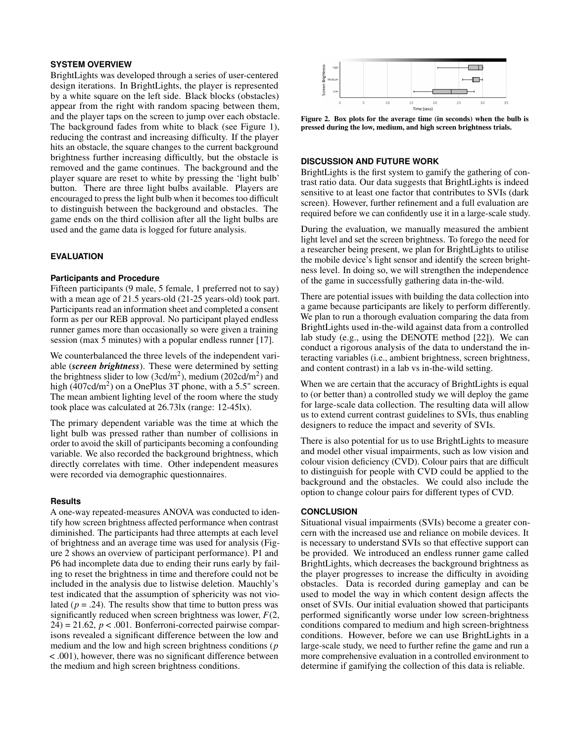## SYSTEM OVERVIEW

BrightLights was developed through a series of user-centered design iterations. In BrightLights, the player is represented by a white square on the left side. Black blocks (obstacles) appear from the right with random spacing between them, and the player taps on the screen to jump over each obstacle. The background fades from white to black (see Figure 1), reducing the contrast and increasing difficulty. If the player hits an obstacle, the square changes to the current background brightness further increasing difficultly, but the obstacle is removed and the game continues. The background and the player square are reset to white by pressing the 'light bulb' button. There are three light bulbs available. Players are encouraged to press the light bulb when it becomes too difficult to distinguish between the background and obstacles. The game ends on the third collision after all the light bulbs are used and the game data is logged for future analysis.

## EVALUATION

### Participants and Procedure

Fifteen participants (9 male, 5 female, 1 preferred not to say) with a mean age of 21.5 years-old (21-25 years-old) took part. Participants read an information sheet and completed a consent form as per our REB approval. No participant played endless runner games more than occasionally so were given a training session (max 5 minutes) with a popular endless runner [17].

We counterbalanced the three levels of the independent variable (***screen brightness***). These were determined by setting the brightness slider to low (3cd/m$^2$), medium (202cd/m$^2$) and high (407cd/m$^2$) on a OnePlus 3T phone, with a 5.5" screen. The mean ambient lighting level of the room where the study took place was calculated at 26.73lx (range: 12-45lx).

The primary dependent variable was the time at which the light bulb was pressed rather than number of collisions in order to avoid the skill of participants becoming a confounding variable. We also recorded the background brightness, which directly correlates with time. Other independent measures were recorded via demographic questionnaires.

### Results

A one-way repeated-measures ANOVA was conducted to identify how screen brightness affected performance when contrast diminished. The participants had three attempts at each level of brightness and an average time was used for analysis (Figure 2 shows an overview of participant performance). P1 and P6 had incomplete data due to ending their runs early by failing to reset the brightness in time and therefore could not be included in the analysis due to listwise deletion. Mauchly's test indicated that the assumption of sphericity was not violated ($p = .24$). The results show that time to button press was significantly reduced when screen brightness was lower, $F(2, 24) = 21.62$, $p < .001$. Bonferroni-corrected pairwise comparisons revealed a significant difference between the low and medium and the low and high screen brightness conditions ($p < .001$), however, there was no significant difference between the medium and high screen brightness conditions.

**Figure 2. Box plots for the average time (in seconds) when the bulb is pressed during the low, medium, and high screen brightness trials.**

## DISCUSSION AND FUTURE WORK

BrightLights is the first system to gamify the gathering of contrast ratio data. Our data suggests that BrightLights is indeed sensitive to at least one factor that contributes to SVIs (dark screen). However, further refinement and a full evaluation are required before we can confidently use it in a large-scale study.

During the evaluation, we manually measured the ambient light level and set the screen brightness. To forego the need for a researcher being present, we plan for BrightLights to utilise the mobile device's light sensor and identify the screen brightness level. In doing so, we will strengthen the independence of the game in successfully gathering data in-the-wild.

There are potential issues with building the data collection into a game because participants are likely to perform differently. We plan to run a thorough evaluation comparing the data from BrightLights used in-the-wild against data from a controlled lab study (e.g., using the DENOTE method [22]). We can conduct a rigorous analysis of the data to understand the interacting variables (i.e., ambient brightness, screen brightness, and content contrast) in a lab vs in-the-wild setting.

When we are certain that the accuracy of BrightLights is equal to (or better than) a controlled study we will deploy the game for large-scale data collection. The resulting data will allow us to extend current contrast guidelines to SVIs, thus enabling designers to reduce the impact and severity of SVIs.

There is also potential for us to use BrightLights to measure and model other visual impairments, such as low vision and colour vision deficiency (CVD). Colour pairs that are difficult to distinguish for people with CVD could be applied to the background and the obstacles. We could also include the option to change colour pairs for different types of CVD.

## CONCLUSION

Situational visual impairments (SVIs) become a greater concern with the increased use and reliance on mobile devices. It is necessary to understand SVIs so that effective support can be provided. We introduced an endless runner game called BrightLights, which decreases the background brightness as the player progresses to increase the difficulty in avoiding obstacles. Data is recorded during gameplay and can be used to model the way in which content design affects the onset of SVIs. Our initial evaluation showed that participants performed significantly worse under low screen-brightness conditions compared to medium and high screen-brightness conditions. However, before we can use BrightLights in a large-scale study, we need to further refine the game and run a more comprehensive evaluation in a controlled environment to determine if gamifying the collection of this data is reliable.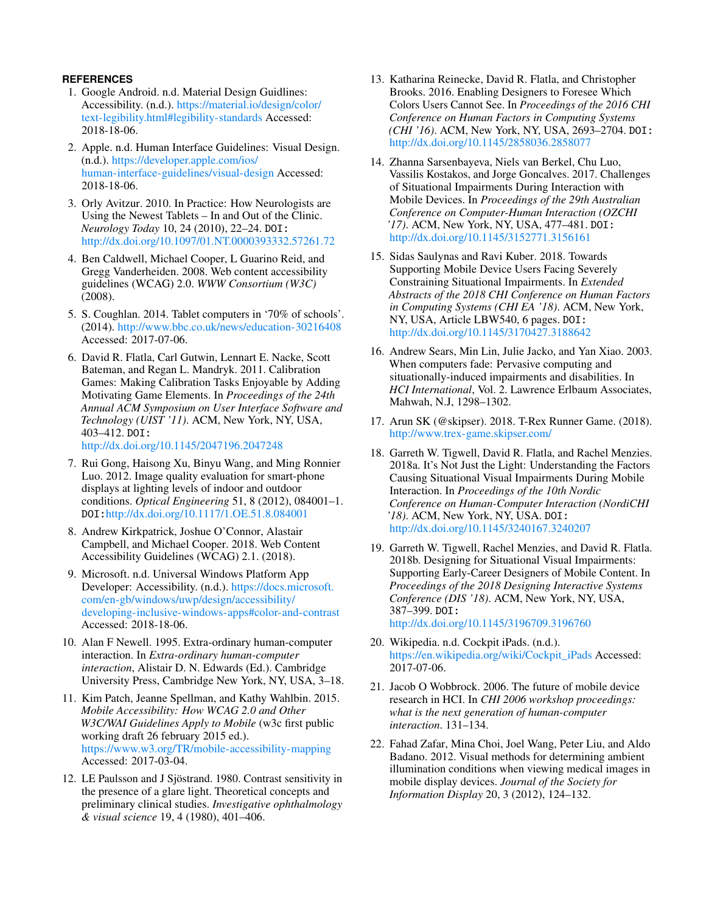### REFERENCES

1. Google Android. n.d. Material Design Guidlines: Accessibility. (n.d.). https://material.io/design/color/text-legibility.html#legibility-standards Accessed: 2018-18-06.
2. Apple. n.d. Human Interface Guidelines: Visual Design. (n.d.). https://developer.apple.com/ios/human-interface-guidelines/visual-design Accessed: 2018-18-06.
3. Orly Avitzur. 2010. In Practice: How Neurologists are Using the Newest Tablets – In and Out of the Clinic. *Neurology Today* 10, 24 (2010), 22–24. DOI: http://dx.doi.org/10.1097/01.NT.0000393332.57261.72
4. Ben Caldwell, Michael Cooper, L Guarino Reid, and Gregg Vanderheiden. 2008. Web content accessibility guidelines (WCAG) 2.0. *WWW Consortium (W3C)* (2008).
5. S. Coughlan. 2014. Tablet computers in '70% of schools'. (2014). http://www.bbc.co.uk/news/education-30216408 Accessed: 2017-07-06.
6. David R. Flatla, Carl Gutwin, Lennart E. Nacke, Scott Bateman, and Regan L. Mandryk. 2011. Calibration Games: Making Calibration Tasks Enjoyable by Adding Motivating Game Elements. In *Proceedings of the 24th Annual ACM Symposium on User Interface Software and Technology (UIST '11)*. ACM, New York, NY, USA, 403–412. DOI: http://dx.doi.org/10.1145/2047196.2047248
7. Rui Gong, Haisong Xu, Binyu Wang, and Ming Ronnier Luo. 2012. Image quality evaluation for smart-phone displays at lighting levels of indoor and outdoor conditions. *Optical Engineering* 51, 8 (2012), 084001–1. DOI:http://dx.doi.org/10.1117/1.OE.51.8.084001
8. Andrew Kirkpatrick, Joshue O'Connor, Alastair Campbell, and Michael Cooper. 2018. Web Content Accessibility Guidelines (WCAG) 2.1. (2018).
9. Microsoft. n.d. Universal Windows Platform App Developer: Accessibility. (n.d.). https://docs.microsoft.com/en-gb/windows/uwp/design/accessibility/developing-inclusive-windows-apps#color-and-contrast Accessed: 2018-18-06.
10. Alan F Newell. 1995. Extra-ordinary human-computer interaction. In *Extra-ordinary human-computer interaction*, Alistair D. N. Edwards (Ed.). Cambridge University Press, Cambridge New York, NY, USA, 3–18.
11. Kim Patch, Jeanne Spellman, and Kathy Wahlbin. 2015. *Mobile Accessibility: How WCAG 2.0 and Other W3C/WAI Guidelines Apply to Mobile* (w3c first public working draft 26 february 2015 ed.). https://www.w3.org/TR/mobile-accessibility-mapping Accessed: 2017-03-04.
12. LE Paulsson and J Sjöstrand. 1980. Contrast sensitivity in the presence of a glare light. Theoretical concepts and preliminary clinical studies. *Investigative ophthalmology & visual science* 19, 4 (1980), 401–406.
13. Katharina Reinecke, David R. Flatla, and Christopher Brooks. 2016. Enabling Designers to Foresee Which Colors Users Cannot See. In *Proceedings of the 2016 CHI Conference on Human Factors in Computing Systems (CHI '16)*. ACM, New York, NY, USA, 2693–2704. DOI: http://dx.doi.org/10.1145/2858036.2858077
14. Zhanna Sarsenbayeva, Niels van Berkel, Chu Luo, Vassilis Kostakos, and Jorge Goncalves. 2017. Challenges of Situational Impairments During Interaction with Mobile Devices. In *Proceedings of the 29th Australian Conference on Computer-Human Interaction (OZCHI '17)*. ACM, New York, NY, USA, 477–481. DOI: http://dx.doi.org/10.1145/3152771.3156161
15. Sidas Saulynas and Ravi Kuber. 2018. Towards Supporting Mobile Device Users Facing Severely Constraining Situational Impairments. In *Extended Abstracts of the 2018 CHI Conference on Human Factors in Computing Systems (CHI EA '18)*. ACM, New York, NY, USA, Article LBW540, 6 pages. DOI: http://dx.doi.org/10.1145/3170427.3188642
16. Andrew Sears, Min Lin, Julie Jacko, and Yan Xiao. 2003. When computers fade: Pervasive computing and situationally-induced impairments and disabilities. In *HCI International*, Vol. 2. Lawrence Erlbaum Associates, Mahwah, N.J, 1298–1302.
17. Arun SK (@skipser). 2018. T-Rex Runner Game. (2018). http://www.trex-game.skipser.com/
18. Garreth W. Tigwell, David R. Flatla, and Rachel Menzies. 2018a. It's Not Just the Light: Understanding the Factors Causing Situational Visual Impairments During Mobile Interaction. In *Proceedings of the 10th Nordic Conference on Human-Computer Interaction (NordiCHI '18)*. ACM, New York, NY, USA. DOI: http://dx.doi.org/10.1145/3240167.3240207
19. Garreth W. Tigwell, Rachel Menzies, and David R. Flatla. 2018b. Designing for Situational Visual Impairments: Supporting Early-Career Designers of Mobile Content. In *Proceedings of the 2018 Designing Interactive Systems Conference (DIS '18)*. ACM, New York, NY, USA, 387–399. DOI: http://dx.doi.org/10.1145/3196709.3196760
20. Wikipedia. n.d. Cockpit iPads. (n.d.). https://en.wikipedia.org/wiki/Cockpit_iPads Accessed: 2017-07-06.
21. Jacob O Wobbrock. 2006. The future of mobile device research in HCI. In *CHI 2006 workshop proceedings: what is the next generation of human-computer interaction*. 131–134.
22. Fahad Zafar, Mina Choi, Joel Wang, Peter Liu, and Aldo Badano. 2012. Visual methods for determining ambient illumination conditions when viewing medical images in mobile display devices. *Journal of the Society for Information Display* 20, 3 (2012), 124–132.